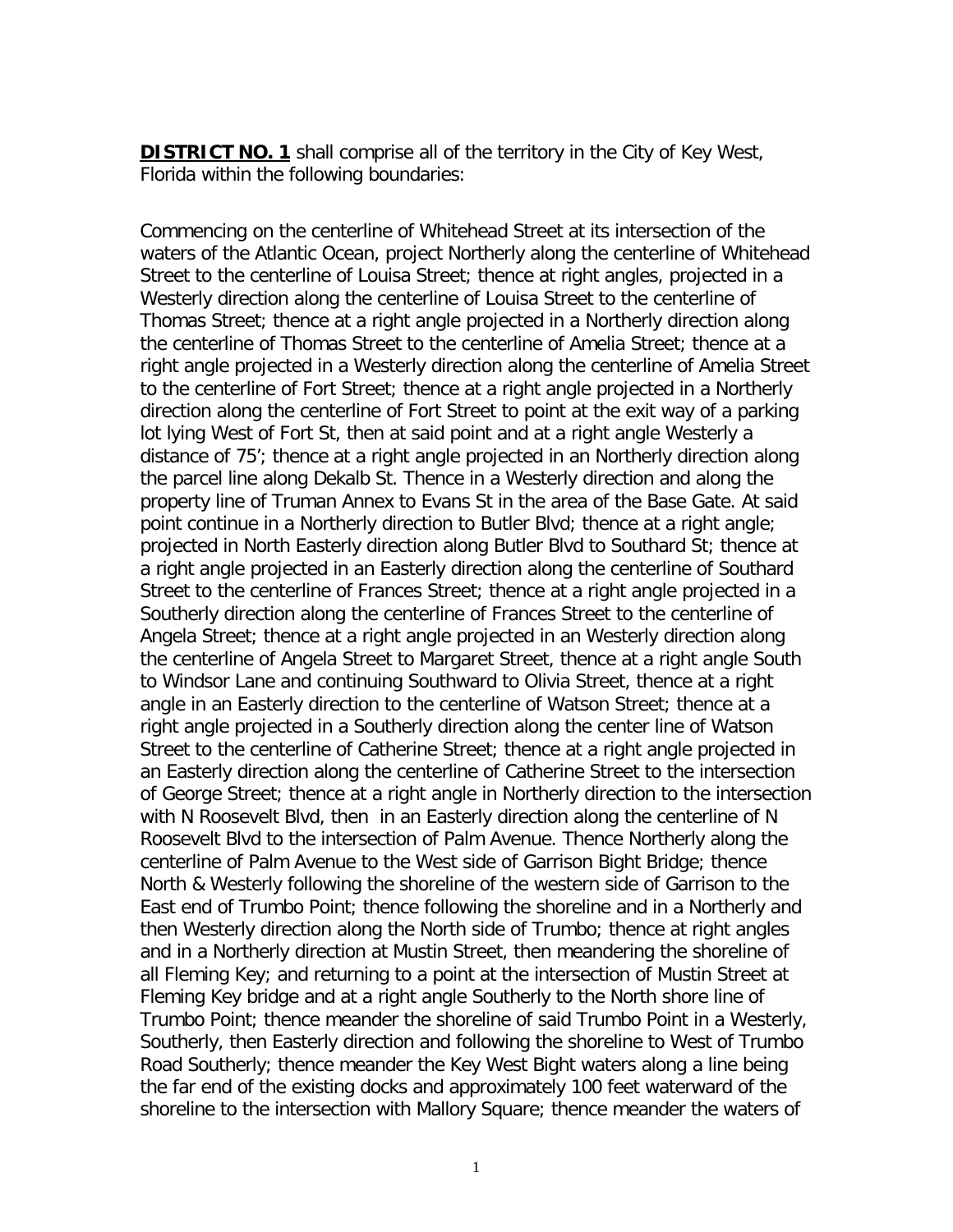**DISTRICT NO. 1** shall comprise all of the territory in the City of Key West, Florida within the following boundaries:

Commencing on the centerline of Whitehead Street at its intersection of the waters of the Atlantic Ocean, project Northerly along the centerline of Whitehead Street to the centerline of Louisa Street; thence at right angles, projected in a Westerly direction along the centerline of Louisa Street to the centerline of Thomas Street; thence at a right angle projected in a Northerly direction along the centerline of Thomas Street to the centerline of Amelia Street; thence at a right angle projected in a Westerly direction along the centerline of Amelia Street to the centerline of Fort Street; thence at a right angle projected in a Northerly direction along the centerline of Fort Street to point at the exit way of a parking lot lying West of Fort St, then at said point and at a right angle Westerly a distance of 75'; thence at a right angle projected in an Northerly direction along the parcel line along Dekalb St. Thence in a Westerly direction and along the property line of Truman Annex to Evans St in the area of the Base Gate. At said point continue in a Northerly direction to Butler Blvd; thence at a right angle; projected in North Easterly direction along Butler Blvd to Southard St; thence at a right angle projected in an Easterly direction along the centerline of Southard Street to the centerline of Frances Street; thence at a right angle projected in a Southerly direction along the centerline of Frances Street to the centerline of Angela Street; thence at a right angle projected in an Westerly direction along the centerline of Angela Street to Margaret Street, thence at a right angle South to Windsor Lane and continuing Southward to Olivia Street, thence at a right angle in an Easterly direction to the centerline of Watson Street; thence at a right angle projected in a Southerly direction along the center line of Watson Street to the centerline of Catherine Street; thence at a right angle projected in an Easterly direction along the centerline of Catherine Street to the intersection of George Street; thence at a right angle in Northerly direction to the intersection with N Roosevelt Blvd, then in an Easterly direction along the centerline of N Roosevelt Blvd to the intersection of Palm Avenue. Thence Northerly along the centerline of Palm Avenue to the West side of Garrison Bight Bridge; thence North & Westerly following the shoreline of the western side of Garrison to the East end of Trumbo Point; thence following the shoreline and in a Northerly and then Westerly direction along the North side of Trumbo; thence at right angles and in a Northerly direction at Mustin Street, then meandering the shoreline of all Fleming Key; and returning to a point at the intersection of Mustin Street at Fleming Key bridge and at a right angle Southerly to the North shore line of Trumbo Point; thence meander the shoreline of said Trumbo Point in a Westerly, Southerly, then Easterly direction and following the shoreline to West of Trumbo Road Southerly; thence meander the Key West Bight waters along a line being the far end of the existing docks and approximately 100 feet waterward of the shoreline to the intersection with Mallory Square; thence meander the waters of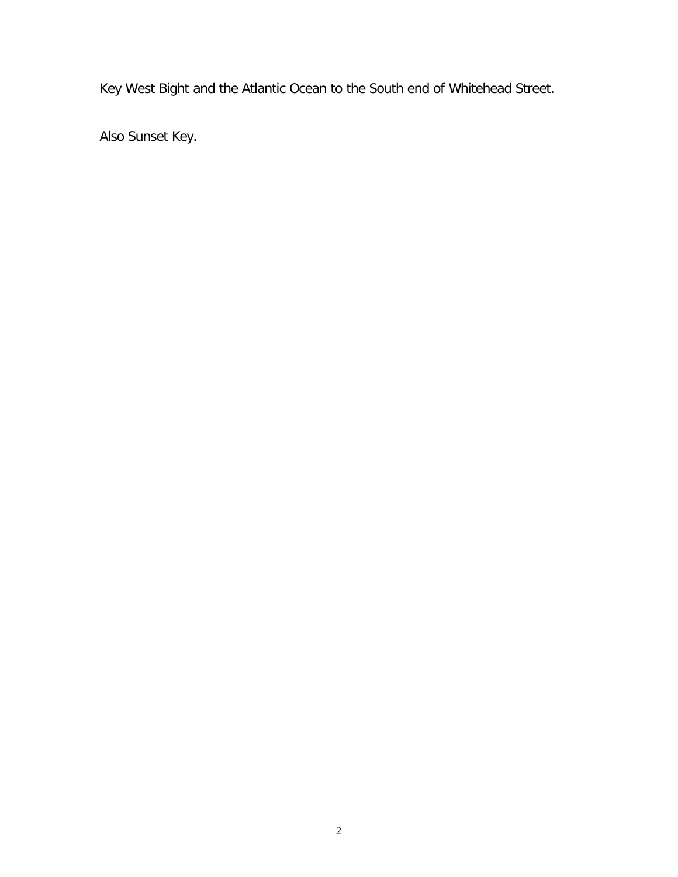Key West Bight and the Atlantic Ocean to the South end of Whitehead Street.

Also Sunset Key.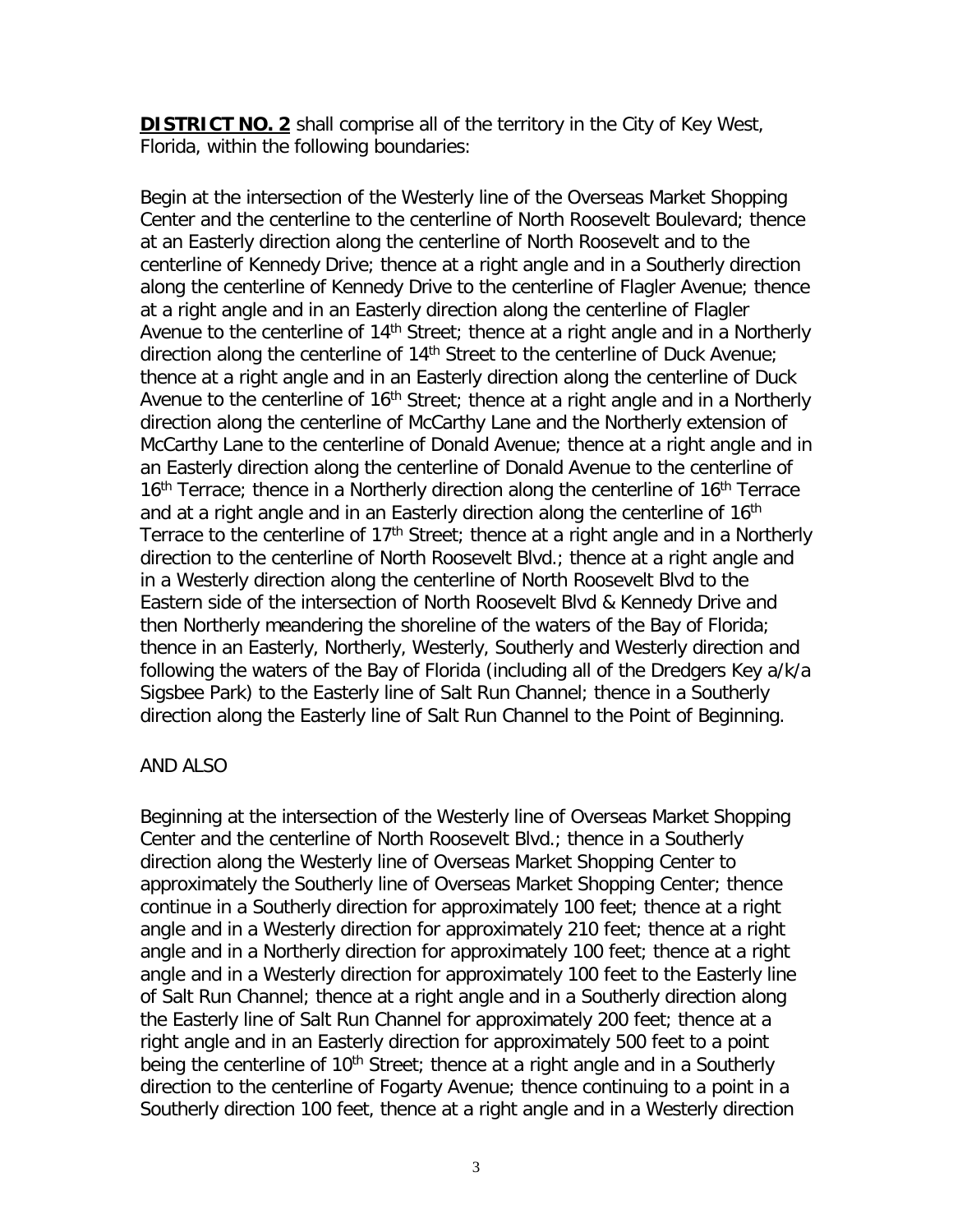**DISTRICT NO. 2** shall comprise all of the territory in the City of Key West, Florida, within the following boundaries:

Begin at the intersection of the Westerly line of the Overseas Market Shopping Center and the centerline to the centerline of North Roosevelt Boulevard; thence at an Easterly direction along the centerline of North Roosevelt and to the centerline of Kennedy Drive; thence at a right angle and in a Southerly direction along the centerline of Kennedy Drive to the centerline of Flagler Avenue; thence at a right angle and in an Easterly direction along the centerline of Flagler Avenue to the centerline of 14th Street; thence at a right angle and in a Northerly direction along the centerline of 14th Street to the centerline of Duck Avenue; thence at a right angle and in an Easterly direction along the centerline of Duck Avenue to the centerline of 16th Street; thence at a right angle and in a Northerly direction along the centerline of McCarthy Lane and the Northerly extension of McCarthy Lane to the centerline of Donald Avenue; thence at a right angle and in an Easterly direction along the centerline of Donald Avenue to the centerline of 16th Terrace; thence in a Northerly direction along the centerline of 16th Terrace and at a right angle and in an Easterly direction along the centerline of 16th Terrace to the centerline of 17th Street; thence at a right angle and in a Northerly direction to the centerline of North Roosevelt Blvd.; thence at a right angle and in a Westerly direction along the centerline of North Roosevelt Blvd to the Eastern side of the intersection of North Roosevelt Blvd & Kennedy Drive and then Northerly meandering the shoreline of the waters of the Bay of Florida; thence in an Easterly, Northerly, Westerly, Southerly and Westerly direction and following the waters of the Bay of Florida (including all of the Dredgers Key a/k/a Sigsbee Park) to the Easterly line of Salt Run Channel; thence in a Southerly direction along the Easterly line of Salt Run Channel to the Point of Beginning.

AND ALSO

Beginning at the intersection of the Westerly line of Overseas Market Shopping Center and the centerline of North Roosevelt Blvd.; thence in a Southerly direction along the Westerly line of Overseas Market Shopping Center to approximately the Southerly line of Overseas Market Shopping Center; thence continue in a Southerly direction for approximately 100 feet; thence at a right angle and in a Westerly direction for approximately 210 feet; thence at a right angle and in a Northerly direction for approximately 100 feet; thence at a right angle and in a Westerly direction for approximately 100 feet to the Easterly line of Salt Run Channel; thence at a right angle and in a Southerly direction along the Easterly line of Salt Run Channel for approximately 200 feet; thence at a right angle and in an Easterly direction for approximately 500 feet to a point being the centerline of 10th Street; thence at a right angle and in a Southerly direction to the centerline of Fogarty Avenue; thence continuing to a point in a Southerly direction 100 feet, thence at a right angle and in a Westerly direction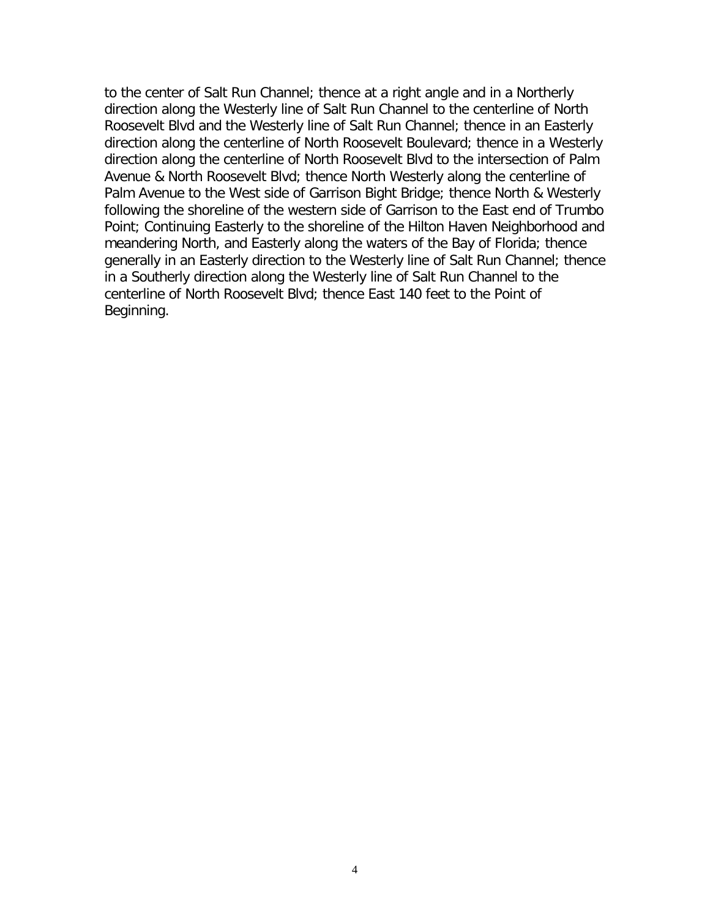to the center of Salt Run Channel; thence at a right angle and in a Northerly direction along the Westerly line of Salt Run Channel to the centerline of North Roosevelt Blvd and the Westerly line of Salt Run Channel; thence in an Easterly direction along the centerline of North Roosevelt Boulevard; thence in a Westerly direction along the centerline of North Roosevelt Blvd to the intersection of Palm Avenue & North Roosevelt Blvd; thence North Westerly along the centerline of Palm Avenue to the West side of Garrison Bight Bridge; thence North & Westerly following the shoreline of the western side of Garrison to the East end of Trumbo Point; Continuing Easterly to the shoreline of the Hilton Haven Neighborhood and meandering North, and Easterly along the waters of the Bay of Florida; thence generally in an Easterly direction to the Westerly line of Salt Run Channel; thence in a Southerly direction along the Westerly line of Salt Run Channel to the centerline of North Roosevelt Blvd; thence East 140 feet to the Point of Beginning.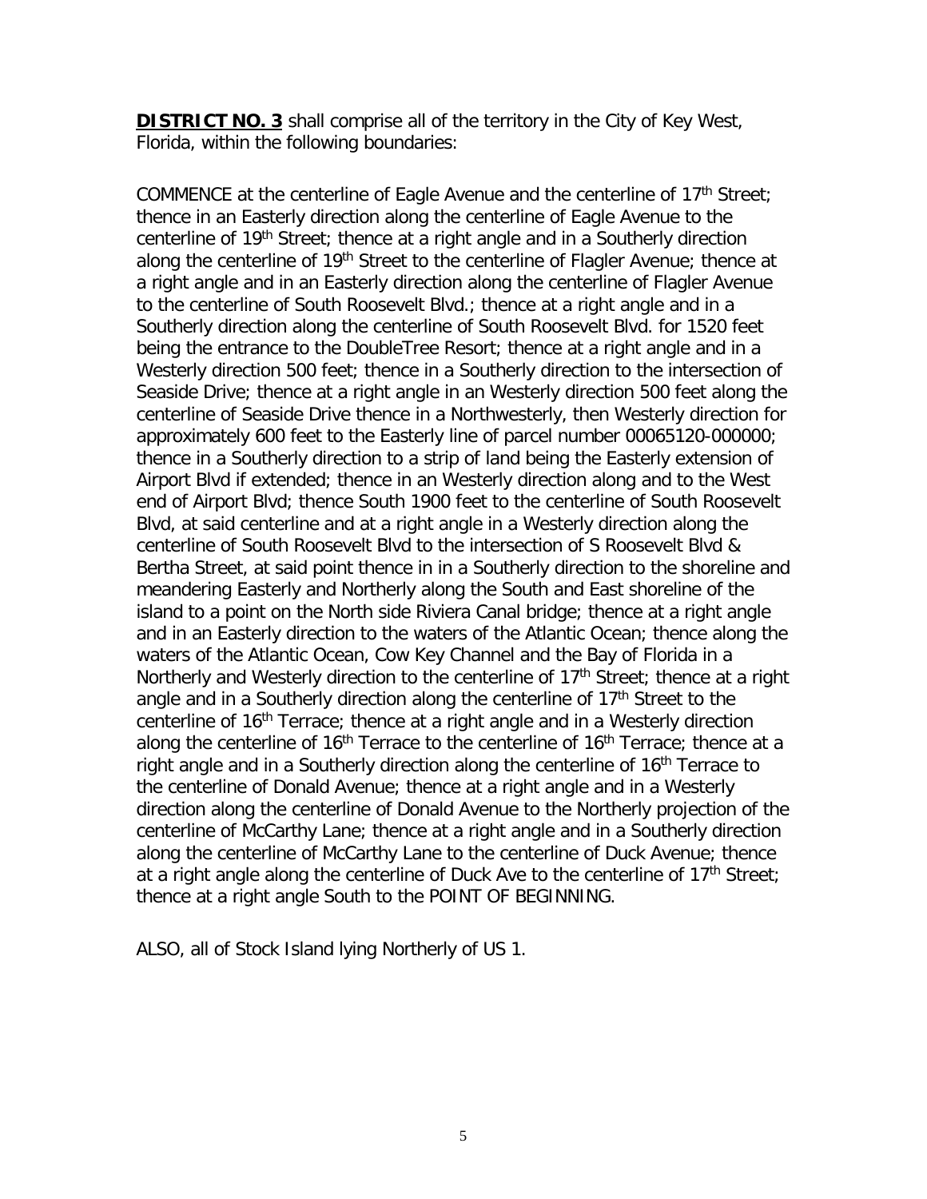**DISTRICT NO. 3** shall comprise all of the territory in the City of Key West, Florida, within the following boundaries:

COMMENCE at the centerline of Eagle Avenue and the centerline of 17th Street; thence in an Easterly direction along the centerline of Eagle Avenue to the centerline of 19th Street; thence at a right angle and in a Southerly direction along the centerline of 19th Street to the centerline of Flagler Avenue; thence at a right angle and in an Easterly direction along the centerline of Flagler Avenue to the centerline of South Roosevelt Blvd.; thence at a right angle and in a Southerly direction along the centerline of South Roosevelt Blvd. for 1520 feet being the entrance to the DoubleTree Resort; thence at a right angle and in a Westerly direction 500 feet; thence in a Southerly direction to the intersection of Seaside Drive; thence at a right angle in an Westerly direction 500 feet along the centerline of Seaside Drive thence in a Northwesterly, then Westerly direction for approximately 600 feet to the Easterly line of parcel number 00065120-000000; thence in a Southerly direction to a strip of land being the Easterly extension of Airport Blvd if extended; thence in an Westerly direction along and to the West end of Airport Blvd; thence South 1900 feet to the centerline of South Roosevelt Blvd, at said centerline and at a right angle in a Westerly direction along the centerline of South Roosevelt Blvd to the intersection of S Roosevelt Blvd & Bertha Street, at said point thence in in a Southerly direction to the shoreline and meandering Easterly and Northerly along the South and East shoreline of the island to a point on the North side Riviera Canal bridge; thence at a right angle and in an Easterly direction to the waters of the Atlantic Ocean; thence along the waters of the Atlantic Ocean, Cow Key Channel and the Bay of Florida in a Northerly and Westerly direction to the centerline of 17th Street; thence at a right angle and in a Southerly direction along the centerline of 17th Street to the centerline of 16th Terrace; thence at a right angle and in a Westerly direction along the centerline of 16th Terrace to the centerline of 16th Terrace; thence at a right angle and in a Southerly direction along the centerline of 16th Terrace to the centerline of Donald Avenue; thence at a right angle and in a Westerly direction along the centerline of Donald Avenue to the Northerly projection of the centerline of McCarthy Lane; thence at a right angle and in a Southerly direction along the centerline of McCarthy Lane to the centerline of Duck Avenue; thence at a right angle along the centerline of Duck Ave to the centerline of 17th Street; thence at a right angle South to the POINT OF BEGINNING.

ALSO, all of Stock Island lying Northerly of US 1.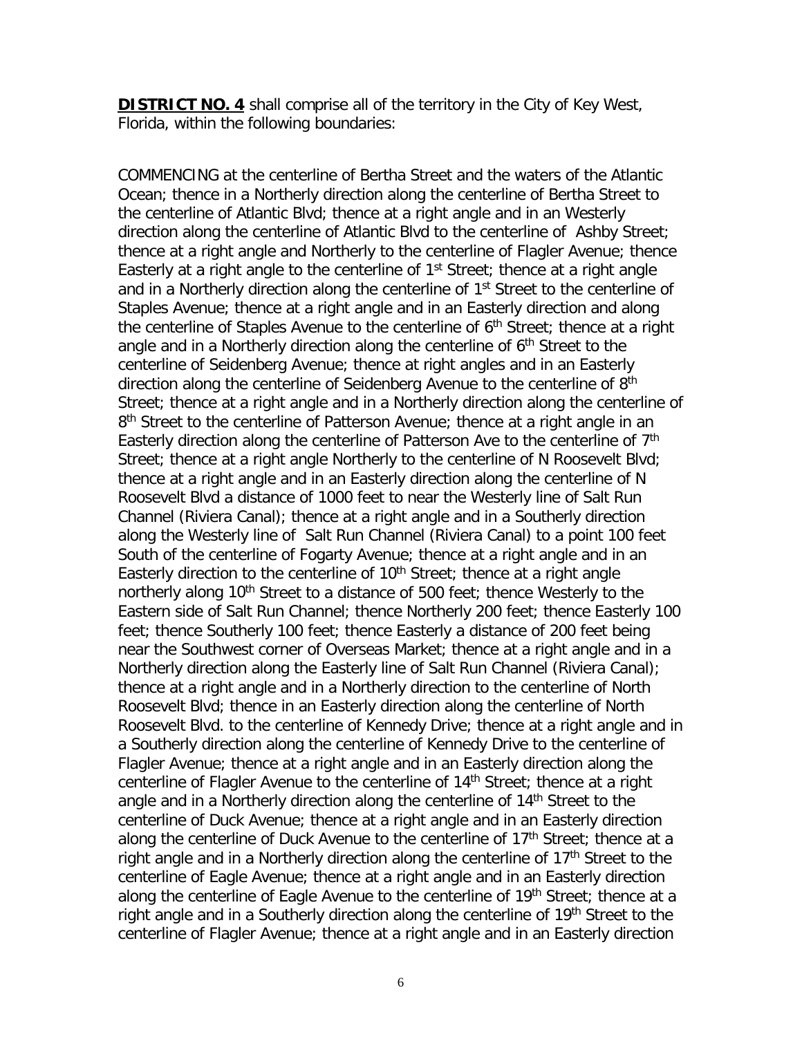**DISTRICT NO. 4** shall comprise all of the territory in the City of Key West, Florida, within the following boundaries:

COMMENCING at the centerline of Bertha Street and the waters of the Atlantic Ocean; thence in a Northerly direction along the centerline of Bertha Street to the centerline of Atlantic Blvd; thence at a right angle and in an Westerly direction along the centerline of Atlantic Blvd to the centerline of Ashby Street; thence at a right angle and Northerly to the centerline of Flagler Avenue; thence Easterly at a right angle to the centerline of 1st Street; thence at a right angle and in a Northerly direction along the centerline of 1st Street to the centerline of Staples Avenue; thence at a right angle and in an Easterly direction and along the centerline of Staples Avenue to the centerline of 6th Street; thence at a right angle and in a Northerly direction along the centerline of 6th Street to the centerline of Seidenberg Avenue; thence at right angles and in an Easterly direction along the centerline of Seidenberg Avenue to the centerline of 8th Street; thence at a right angle and in a Northerly direction along the centerline of 8th Street to the centerline of Patterson Avenue; thence at a right angle in an Easterly direction along the centerline of Patterson Ave to the centerline of 7th Street; thence at a right angle Northerly to the centerline of N Roosevelt Blvd; thence at a right angle and in an Easterly direction along the centerline of N Roosevelt Blvd a distance of 1000 feet to near the Westerly line of Salt Run Channel (Riviera Canal); thence at a right angle and in a Southerly direction along the Westerly line of Salt Run Channel (Riviera Canal) to a point 100 feet South of the centerline of Fogarty Avenue; thence at a right angle and in an Easterly direction to the centerline of 10th Street; thence at a right angle northerly along 10th Street to a distance of 500 feet; thence Westerly to the Eastern side of Salt Run Channel; thence Northerly 200 feet; thence Easterly 100 feet; thence Southerly 100 feet; thence Easterly a distance of 200 feet being near the Southwest corner of Overseas Market; thence at a right angle and in a Northerly direction along the Easterly line of Salt Run Channel (Riviera Canal); thence at a right angle and in a Northerly direction to the centerline of North Roosevelt Blvd; thence in an Easterly direction along the centerline of North Roosevelt Blvd. to the centerline of Kennedy Drive; thence at a right angle and in a Southerly direction along the centerline of Kennedy Drive to the centerline of Flagler Avenue; thence at a right angle and in an Easterly direction along the centerline of Flagler Avenue to the centerline of 14th Street; thence at a right angle and in a Northerly direction along the centerline of 14th Street to the centerline of Duck Avenue; thence at a right angle and in an Easterly direction along the centerline of Duck Avenue to the centerline of 17th Street; thence at a right angle and in a Northerly direction along the centerline of 17th Street to the centerline of Eagle Avenue; thence at a right angle and in an Easterly direction along the centerline of Eagle Avenue to the centerline of 19th Street; thence at a right angle and in a Southerly direction along the centerline of 19th Street to the centerline of Flagler Avenue; thence at a right angle and in an Easterly direction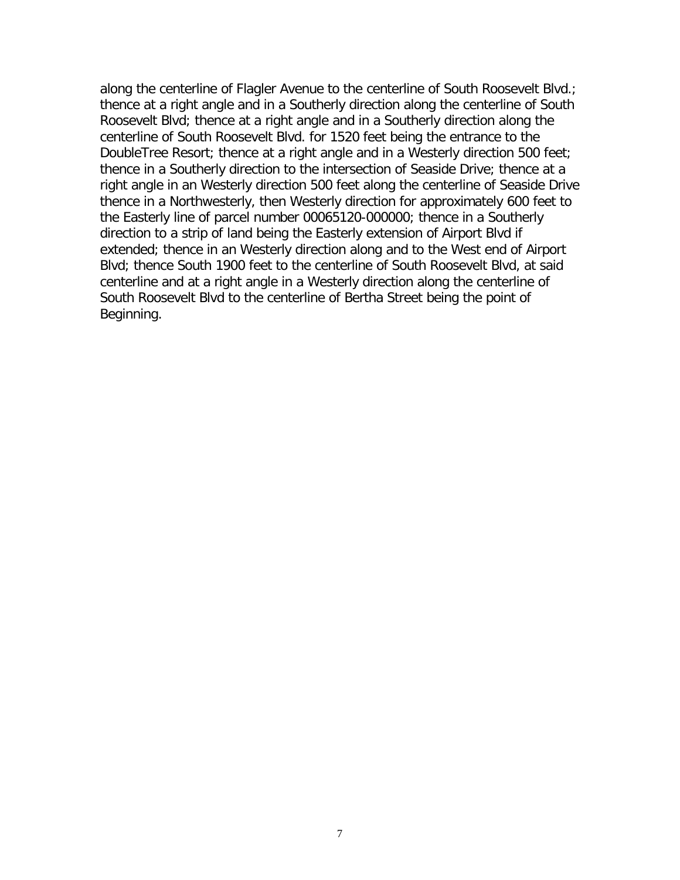along the centerline of Flagler Avenue to the centerline of South Roosevelt Blvd.; thence at a right angle and in a Southerly direction along the centerline of South Roosevelt Blvd; thence at a right angle and in a Southerly direction along the centerline of South Roosevelt Blvd. for 1520 feet being the entrance to the DoubleTree Resort; thence at a right angle and in a Westerly direction 500 feet; thence in a Southerly direction to the intersection of Seaside Drive; thence at a right angle in an Westerly direction 500 feet along the centerline of Seaside Drive thence in a Northwesterly, then Westerly direction for approximately 600 feet to the Easterly line of parcel number 00065120-000000; thence in a Southerly direction to a strip of land being the Easterly extension of Airport Blvd if extended; thence in an Westerly direction along and to the West end of Airport Blvd; thence South 1900 feet to the centerline of South Roosevelt Blvd, at said centerline and at a right angle in a Westerly direction along the centerline of South Roosevelt Blvd to the centerline of Bertha Street being the point of Beginning.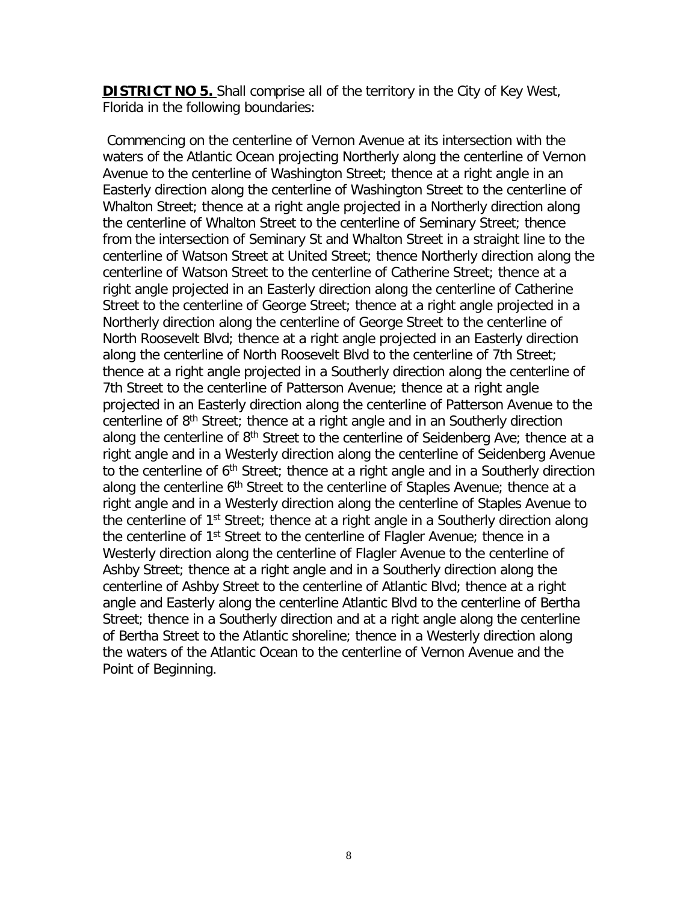**DISTRICT NO 5.** Shall comprise all of the territory in the City of Key West, Florida in the following boundaries:

Commencing on the centerline of Vernon Avenue at its intersection with the waters of the Atlantic Ocean projecting Northerly along the centerline of Vernon Avenue to the centerline of Washington Street; thence at a right angle in an Easterly direction along the centerline of Washington Street to the centerline of Whalton Street; thence at a right angle projected in a Northerly direction along the centerline of Whalton Street to the centerline of Seminary Street; thence from the intersection of Seminary St and Whalton Street in a straight line to the centerline of Watson Street at United Street; thence Northerly direction along the centerline of Watson Street to the centerline of Catherine Street; thence at a right angle projected in an Easterly direction along the centerline of Catherine Street to the centerline of George Street; thence at a right angle projected in a Northerly direction along the centerline of George Street to the centerline of North Roosevelt Blvd; thence at a right angle projected in an Easterly direction along the centerline of North Roosevelt Blvd to the centerline of 7th Street; thence at a right angle projected in a Southerly direction along the centerline of 7th Street to the centerline of Patterson Avenue; thence at a right angle projected in an Easterly direction along the centerline of Patterson Avenue to the centerline of 8th Street; thence at a right angle and in an Southerly direction along the centerline of 8th Street to the centerline of Seidenberg Ave; thence at a right angle and in a Westerly direction along the centerline of Seidenberg Avenue to the centerline of 6th Street; thence at a right angle and in a Southerly direction along the centerline 6th Street to the centerline of Staples Avenue; thence at a right angle and in a Westerly direction along the centerline of Staples Avenue to the centerline of 1st Street; thence at a right angle in a Southerly direction along the centerline of 1st Street to the centerline of Flagler Avenue; thence in a Westerly direction along the centerline of Flagler Avenue to the centerline of Ashby Street; thence at a right angle and in a Southerly direction along the centerline of Ashby Street to the centerline of Atlantic Blvd; thence at a right angle and Easterly along the centerline Atlantic Blvd to the centerline of Bertha Street; thence in a Southerly direction and at a right angle along the centerline of Bertha Street to the Atlantic shoreline; thence in a Westerly direction along the waters of the Atlantic Ocean to the centerline of Vernon Avenue and the Point of Beginning.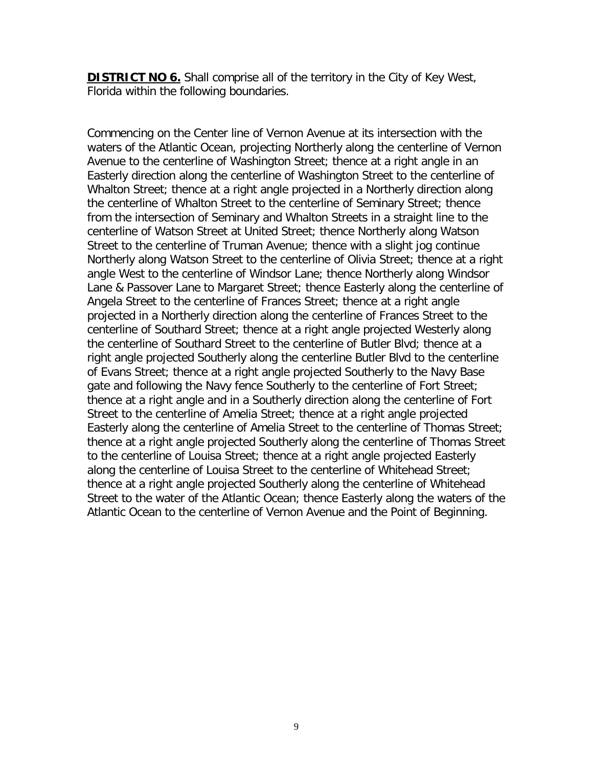**DISTRICT NO 6.** Shall comprise all of the territory in the City of Key West, Florida within the following boundaries.

Commencing on the Center line of Vernon Avenue at its intersection with the waters of the Atlantic Ocean, projecting Northerly along the centerline of Vernon Avenue to the centerline of Washington Street; thence at a right angle in an Easterly direction along the centerline of Washington Street to the centerline of Whalton Street; thence at a right angle projected in a Northerly direction along the centerline of Whalton Street to the centerline of Seminary Street; thence from the intersection of Seminary and Whalton Streets in a straight line to the centerline of Watson Street at United Street; thence Northerly along Watson Street to the centerline of Truman Avenue; thence with a slight jog continue Northerly along Watson Street to the centerline of Olivia Street; thence at a right angle West to the centerline of Windsor Lane; thence Northerly along Windsor Lane & Passover Lane to Margaret Street; thence Easterly along the centerline of Angela Street to the centerline of Frances Street; thence at a right angle projected in a Northerly direction along the centerline of Frances Street to the centerline of Southard Street; thence at a right angle projected Westerly along the centerline of Southard Street to the centerline of Butler Blvd; thence at a right angle projected Southerly along the centerline Butler Blvd to the centerline of Evans Street; thence at a right angle projected Southerly to the Navy Base gate and following the Navy fence Southerly to the centerline of Fort Street; thence at a right angle and in a Southerly direction along the centerline of Fort Street to the centerline of Amelia Street; thence at a right angle projected Easterly along the centerline of Amelia Street to the centerline of Thomas Street; thence at a right angle projected Southerly along the centerline of Thomas Street to the centerline of Louisa Street; thence at a right angle projected Easterly along the centerline of Louisa Street to the centerline of Whitehead Street; thence at a right angle projected Southerly along the centerline of Whitehead Street to the water of the Atlantic Ocean; thence Easterly along the waters of the Atlantic Ocean to the centerline of Vernon Avenue and the Point of Beginning.